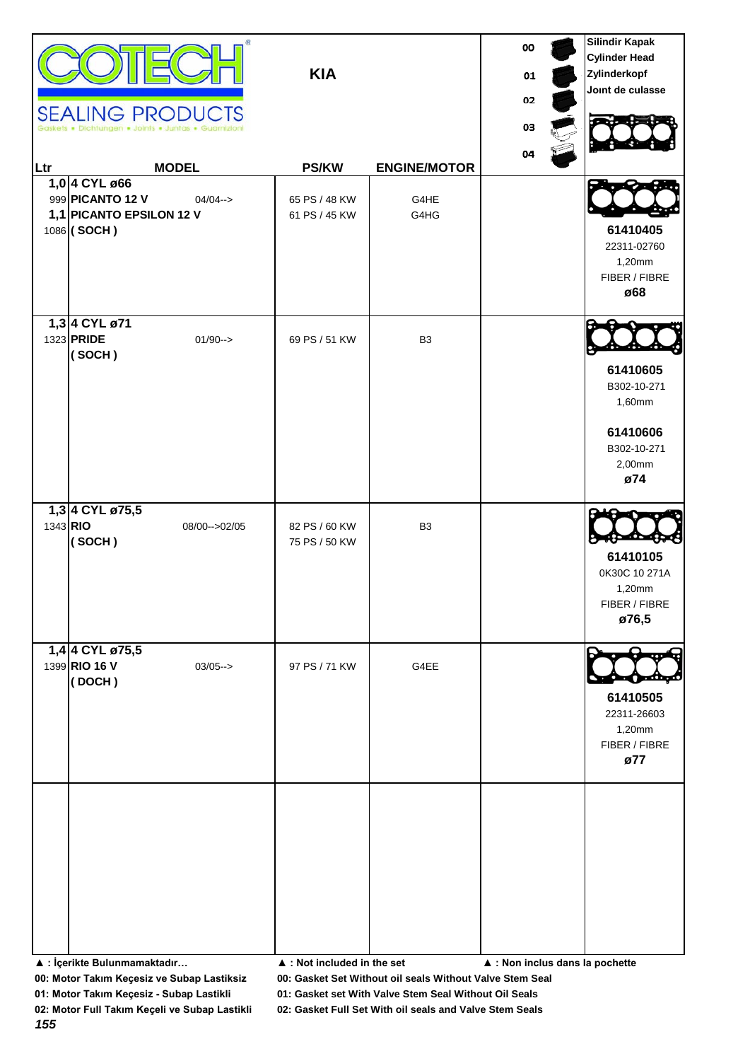COTECH®

SEALING PRODUCTS

Gaskets • Dichtungen • Joints • Juntas • Guarnizioni

# KIA

00
01
02
03
04

Silindir Kapak
Cylinder Head
Zylinderkopf
Joınt de culasse

| Ltr | MODEL | | PS/KW | ENGINE/MOTOR | | |
|---|---|---|---|---|---|---|
| 1,0 / 999 / 1,1 / 1086 | 4 CYL ø66<br>**PICANTO 12 V**<br>**PICANTO EPSILON 12 V**<br>**( SOCH )** | 04/04--> | 65 PS / 48 KW<br>61 PS / 45 KW | G4HE<br>G4HG | | **61410405**<br>22311-02760<br>1,20mm<br>FIBER / FIBRE<br>**ø68** |
| 1,3 / 1323 | 4 CYL ø71<br>**PRIDE**<br>**( SOCH )** | 01/90--> | 69 PS / 51 KW | B3 | | **61410605**<br>B302-10-271<br>1,60mm<br><br>**61410606**<br>B302-10-271<br>2,00mm<br>**ø74** |
| 1,3 / 1343 | 4 CYL ø75,5<br>**RIO**<br>**( SOCH )** | 08/00-->02/05 | 82 PS / 60 KW<br>75 PS / 50 KW | B3 | | **61410105**<br>0K30C 10 271A<br>1,20mm<br>FIBER / FIBRE<br>**ø76,5** |
| 1,4 / 1399 | 4 CYL ø75,5<br>**RIO 16 V**<br>**( DOCH )** | 03/05--> | 97 PS / 71 KW | G4EE | | **61410505**<br>22311-26603<br>1,20mm<br>FIBER / FIBRE<br>**ø77** |

**▲ : İçerikte Bulunmamaktadır…** **▲ : Not included in the set** **▲ : Non inclus dans la pochette**

**00: Motor Takım Keçesiz ve Subap Lastiksiz** **00: Gasket Set Without oil seals Without Valve Stem Seal**

**01: Motor Takım Keçesiz - Subap Lastikli** **01: Gasket set With Valve Stem Seal Without Oil Seals**

**02: Motor Full Takım Keçeli ve Subap Lastikli** **02: Gasket Full Set With oil seals and Valve Stem Seals**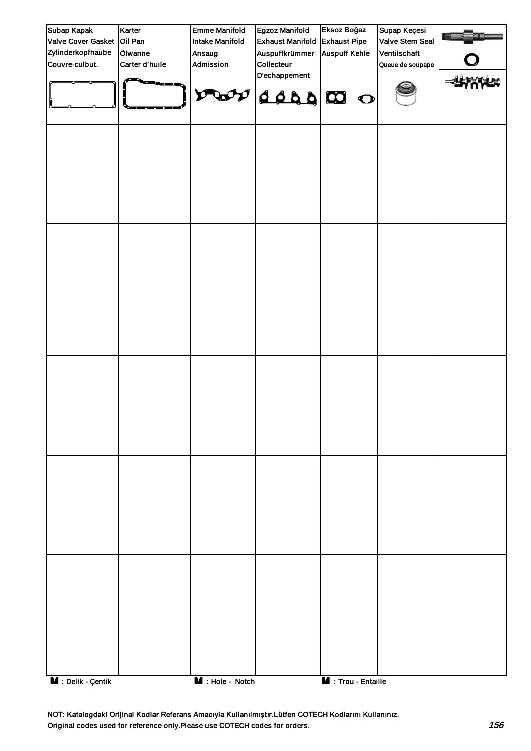| Subap Kapak<br>Valve Cover Gasket<br>Zylinderkopfhaube<br>Couvre-culbut. | Karter<br>Oil Pan<br>Ölwanne<br>Carter d'huile | Emme Manifold<br>Intake Manifold<br>Ansaug<br>Admission | Egzoz Manifold<br>Exhaust Manifold<br>Auspuffkrümmer<br>Collecteur<br>D'echappement | Eksoz Boğaz<br>Exhaust Pipe<br>Auspuff Kehle | Supap Keçesi<br>Valve Stem Seal<br>Ventilschaft<br>Queue de soupape | |
|---|---|---|---|---|---|---|
| | | | | | | |
| | | | | | | |
| | | | | | | |
| | | | | | | |
| | | | | | | |

: Delik - Çentik &nbsp;&nbsp;&nbsp; : Hole - Notch &nbsp;&nbsp;&nbsp; : Trou - Entaille

NOT: Katalogdaki Orijinal Kodlar Referans Amacıyla Kullanılmıştır.Lütfen COTECH Kodlarını Kullanınız.
Original codes used for reference only.Please use COTECH codes for orders.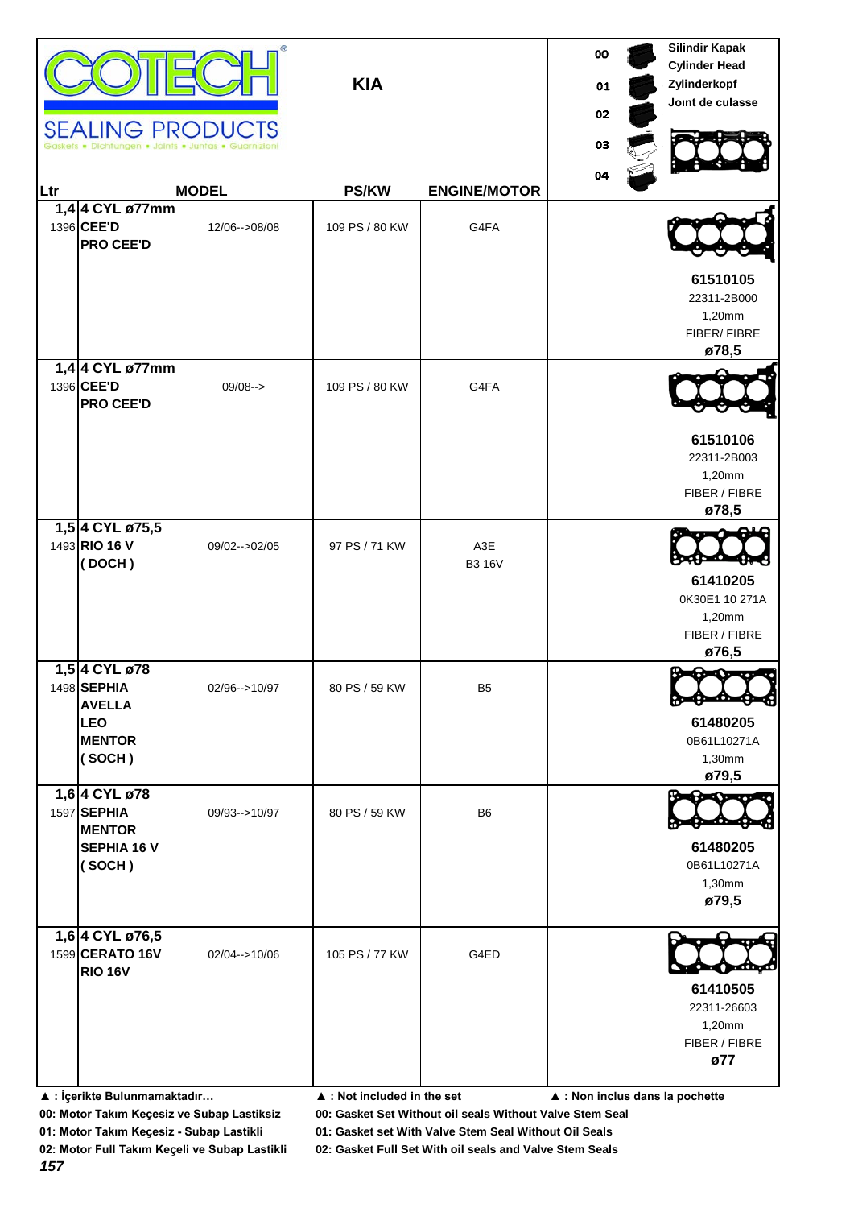# COTECH SEALING PRODUCTS

Gaskets • Dichtungen • Joints • Juntas • Guarnizioni

## KIA

00, 01, 02, 03, 04

Silindir Kapak / Cylinder Head / Zylinderkopf / Joınt de culasse

| Ltr | MODEL | | PS/KW | ENGINE/MOTOR | | |
|---|---|---|---|---|---|---|
| 1,4 1396 | 4 CYL ø77mm **CEE'D** **PRO CEE'D** | 12/06-->08/08 | 109 PS / 80 KW | G4FA | | **61510105** 22311-2B000 1,20mm FIBER/ FIBRE **ø78,5** |
| 1,4 1396 | 4 CYL ø77mm **CEE'D** **PRO CEE'D** | 09/08--> | 109 PS / 80 KW | G4FA | | **61510106** 22311-2B003 1,20mm FIBER / FIBRE **ø78,5** |
| 1,5 1493 | 4 CYL ø75,5 **RIO 16 V** **( DOCH )** | 09/02-->02/05 | 97 PS / 71 KW | A3E B3 16V | | **61410205** 0K30E1 10 271A 1,20mm FIBER / FIBRE **ø76,5** |
| 1,5 1498 | 4 CYL ø78 **SEPHIA** **AVELLA** **LEO** **MENTOR** **( SOCH )** | 02/96-->10/97 | 80 PS / 59 KW | B5 | | **61480205** 0B61L10271A 1,30mm **ø79,5** |
| 1,6 1597 | 4 CYL ø78 **SEPHIA** **MENTOR** **SEPHIA 16 V** **( SOCH )** | 09/93-->10/97 | 80 PS / 59 KW | B6 | | **61480205** 0B61L10271A 1,30mm **ø79,5** |
| 1,6 1599 | 4 CYL ø76,5 **CERATO 16V** **RIO 16V** | 02/04-->10/06 | 105 PS / 77 KW | G4ED | | **61410505** 22311-26603 1,20mm FIBER / FIBRE **ø77** |

**▲ : İçerikte Bulunmamaktadır…** **▲ : Not included in the set** **▲ : Non inclus dans la pochette**

**00: Motor Takım Keçesiz ve Subap Lastiksiz** **00: Gasket Set Without oil seals Without Valve Stem Seal**

**01: Motor Takım Keçesiz - Subap Lastikli** **01: Gasket set With Valve Stem Seal Without Oil Seals**

**02: Motor Full Takım Keçeli ve Subap Lastikli** **02: Gasket Full Set With oil seals and Valve Stem Seals**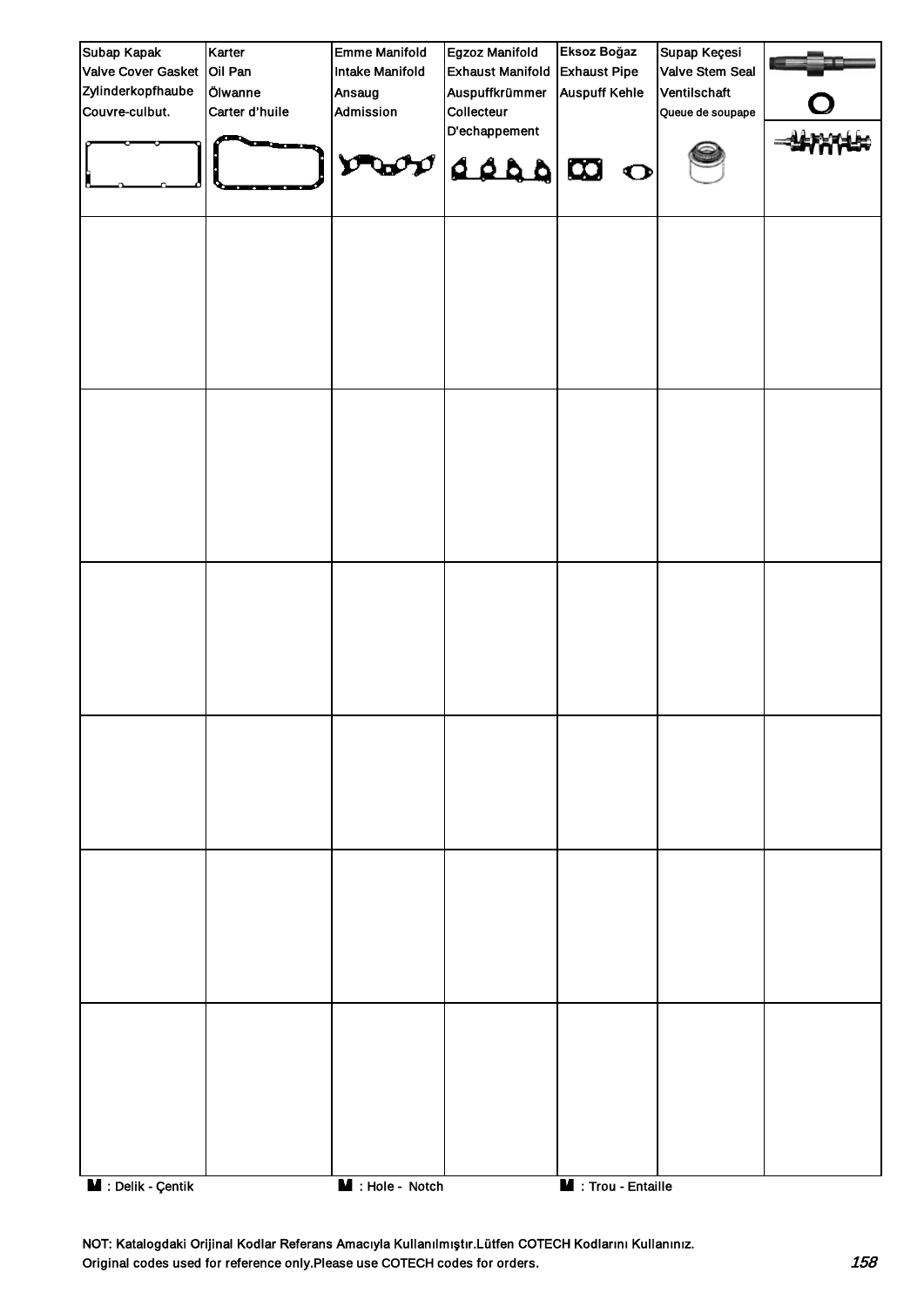| Subap Kapak<br>Valve Cover Gasket<br>Zylinderkopfhaube<br>Couvre-culbut. | Karter<br>Oil Pan<br>Ölwanne<br>Carter d'huile | Emme Manifold<br>Intake Manifold<br>Ansaug<br>Admission | Egzoz Manifold<br>Exhaust Manifold<br>Auspuffkrümmer<br>Collecteur<br>D'echappement | Eksoz Boğaz<br>Exhaust Pipe<br>Auspuff Kehle | Supap Keçesi<br>Valve Stem Seal<br>Ventilschaft<br>Queue de soupape | |
|---|---|---|---|---|---|---|
| | | | | | | |
| | | | | | | |
| | | | | | | |
| | | | | | | |
| | | | | | | |
| | | | | | | |

: Delik - Çentik    : Hole - Notch    : Trou - Entaille

NOT: Katalogdaki Orijinal Kodlar Referans Amacıyla Kullanılmıştır.Lütfen COTECH Kodlarını Kullanınız.
Original codes used for reference only.Please use COTECH codes for orders.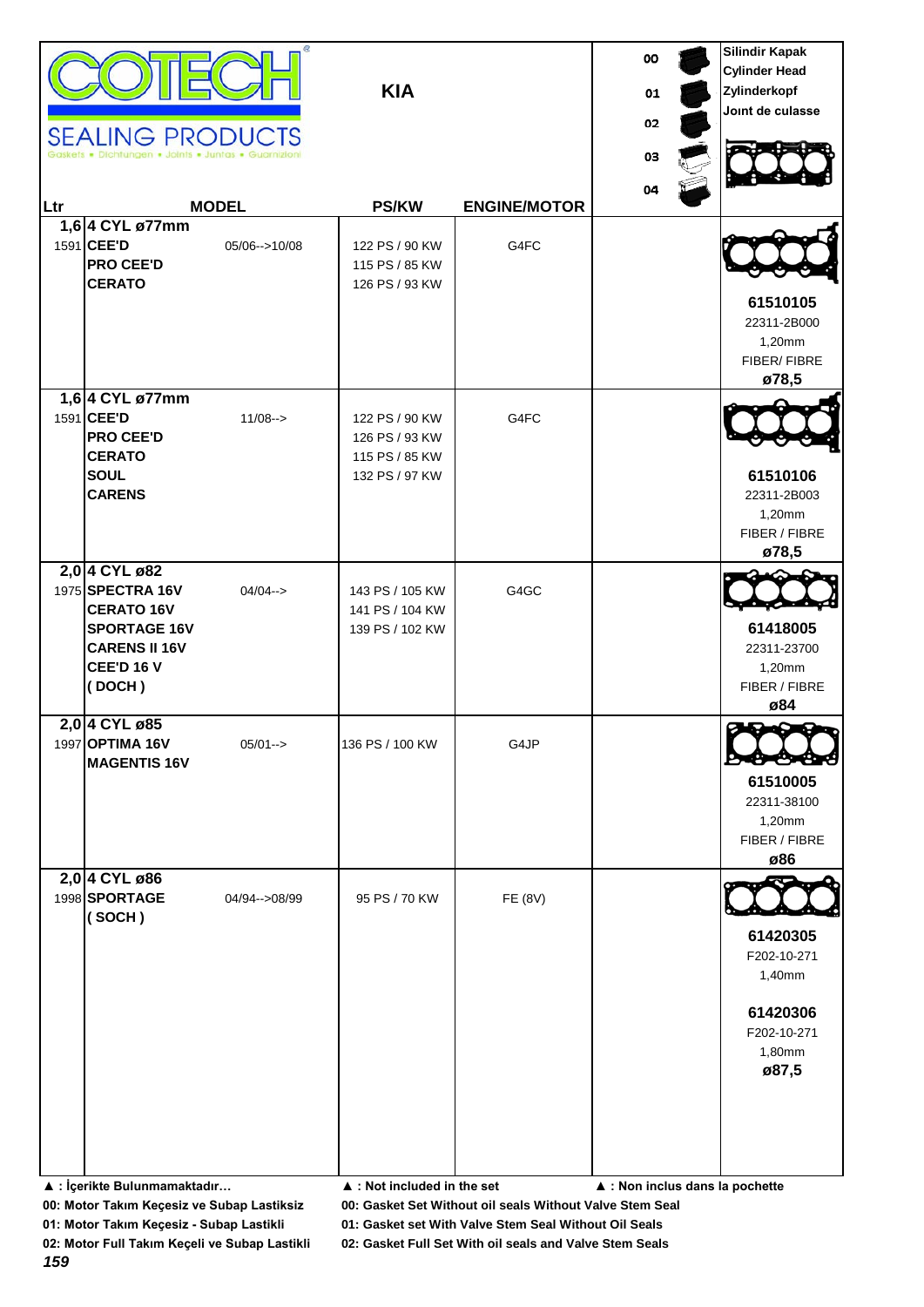**COTECH SEALING PRODUCTS**
Gaskets • Dichtungen • Joints • Juntas • Guarnizioni

# KIA

00
01
02
03
04

**Silindir Kapak**
**Cylinder Head**
**Zylinderkopf**
**Joint de culasse**

| Ltr | MODEL | | PS/KW | ENGINE/MOTOR | | |
|---|---|---|---|---|---|---|
| **1,6** | **4 CYL ø77mm** | | | | | |
| 1591 | **CEE'D**<br>**PRO CEE'D**<br>**CERATO** | 05/06-->10/08 | 122 PS / 90 KW<br>115 PS / 85 KW<br>126 PS / 93 KW | G4FC | | **61510105**<br>22311-2B000<br>1,20mm<br>FIBER/ FIBRE<br>**ø78,5** |
| **1,6** | **4 CYL ø77mm** | | | | | |
| 1591 | **CEE'D**<br>**PRO CEE'D**<br>**CERATO**<br>**SOUL**<br>**CARENS** | 11/08--> | 122 PS / 90 KW<br>126 PS / 93 KW<br>115 PS / 85 KW<br>132 PS / 97 KW | G4FC | | **61510106**<br>22311-2B003<br>1,20mm<br>FIBER / FIBRE<br>**ø78,5** |
| **2,0** | **4 CYL ø82** | | | | | |
| 1975 | **SPECTRA 16V**<br>**CERATO 16V**<br>**SPORTAGE 16V**<br>**CARENS II 16V**<br>**CEE'D 16 V**<br>**( DOCH )** | 04/04--> | 143 PS / 105 KW<br>141 PS / 104 KW<br>139 PS / 102 KW | G4GC | | **61418005**<br>22311-23700<br>1,20mm<br>FIBER / FIBRE<br>**ø84** |
| **2,0** | **4 CYL ø85** | | | | | |
| 1997 | **OPTIMA 16V**<br>**MAGENTIS 16V** | 05/01--> | 136 PS / 100 KW | G4JP | | **61510005**<br>22311-38100<br>1,20mm<br>FIBER / FIBRE<br>**ø86** |
| **2,0** | **4 CYL ø86** | | | | | |
| 1998 | **SPORTAGE**<br>**( SOCH )** | 04/94-->08/99 | 95 PS / 70 KW | FE (8V) | | **61420305**<br>F202-10-271<br>1,40mm<br><br>**61420306**<br>F202-10-271<br>1,80mm<br>**ø87,5** |

▲ : İçerikte Bulunmamaktadır… ▲ : Not included in the set ▲ : Non inclus dans la pochette

**00: Motor Takım Keçesiz ve Subap Lastiksiz** — **00: Gasket Set Without oil seals Without Valve Stem Seal**
**01: Motor Takım Keçesiz - Subap Lastikli** — **01: Gasket set With Valve Stem Seal Without Oil Seals**
**02: Motor Full Takım Keçeli ve Subap Lastikli** — **02: Gasket Full Set With oil seals and Valve Stem Seals**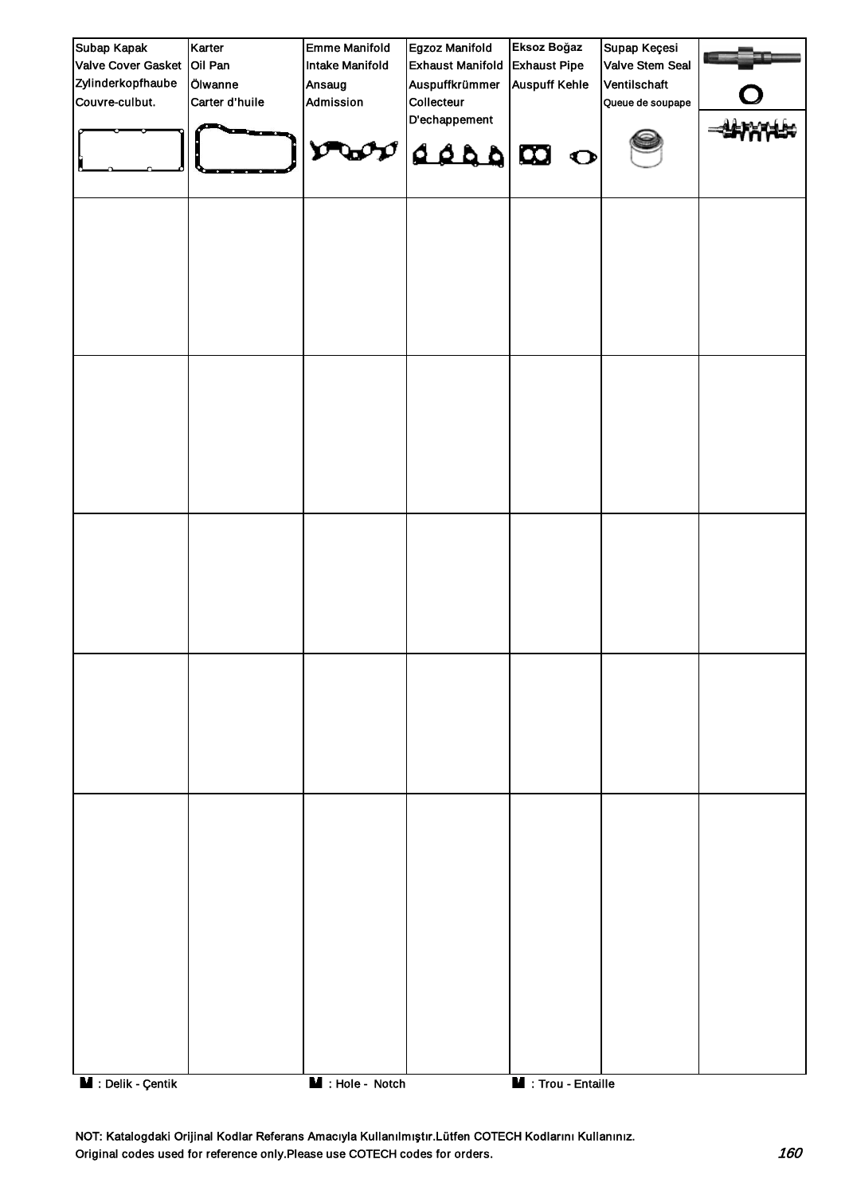| Subap Kapak<br>Valve Cover Gasket<br>Zylinderkopfhaube<br>Couvre-culbut. | Karter<br>Oil Pan<br>Ölwanne<br>Carter d'huile | Emme Manifold<br>Intake Manifold<br>Ansaug<br>Admission | Egzoz Manifold<br>Exhaust Manifold<br>Auspuffkrümmer<br>Collecteur<br>D'echappement | Eksoz Boğaz<br>Exhaust Pipe<br>Auspuff Kehle | Supap Keçesi<br>Valve Stem Seal<br>Ventilschaft<br>Queue de soupape | |
|---|---|---|---|---|---|---|
| | | | | | | |
| | | | | | | |
| | | | | | | |
| | | | | | | |
| | | | | | | |

: Delik - Çentik : Hole - Notch : Trou - Entaille

NOT: Katalogdaki Orijinal Kodlar Referans Amacıyla Kullanılmıştır.Lütfen COTECH Kodlarını Kullanınız.
Original codes used for reference only.Please use COTECH codes for orders.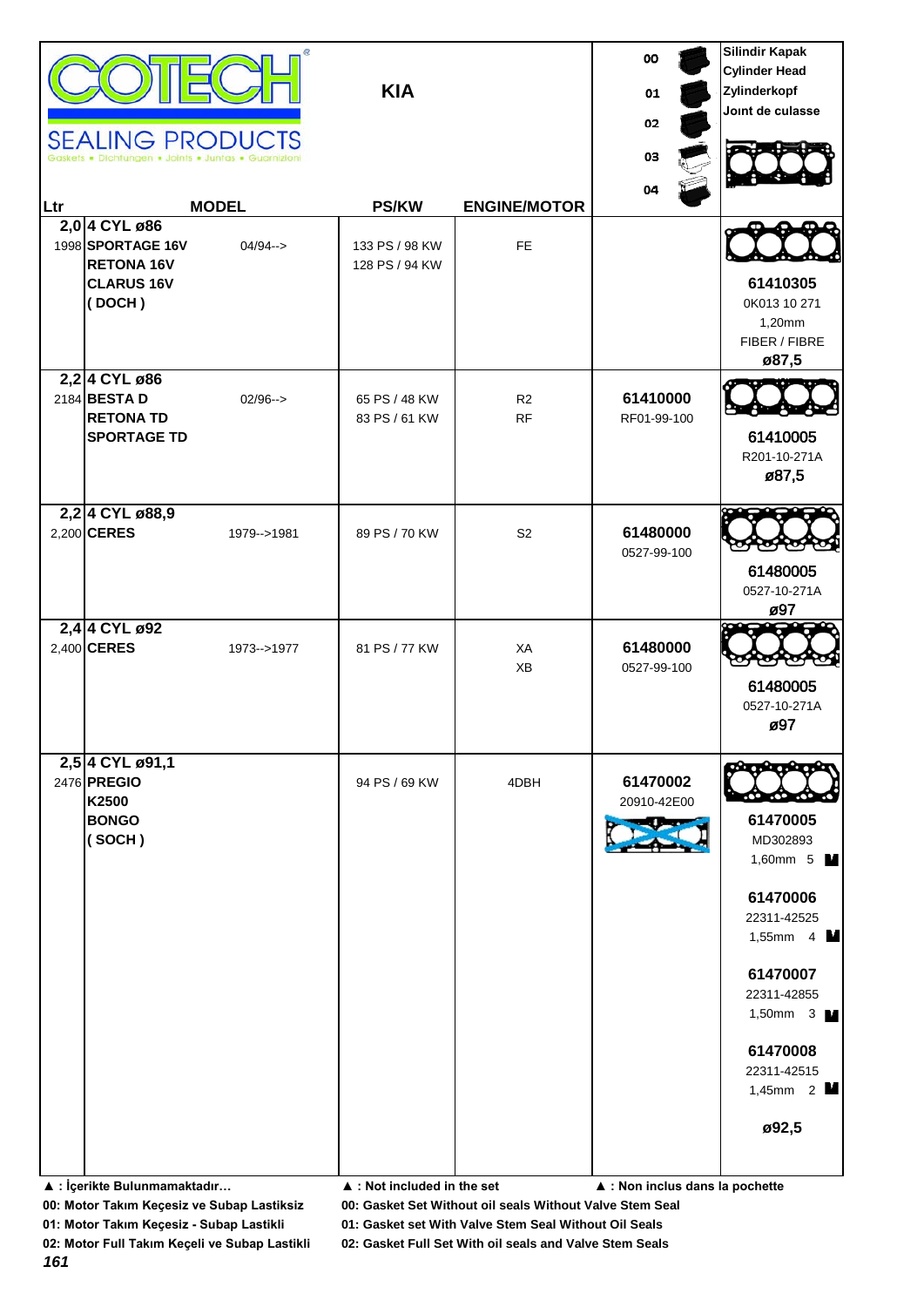**COTECH**

**SEALING PRODUCTS**

Gaskets • Dichtungen • Joints • Juntas • Guarnizioni

**KIA**

00 / 01 / 02 / 03 / 04

**Silindir Kapak**
**Cylinder Head**
**Zylinderkopf**
**Joınt de culasse**

| Ltr | MODEL | | PS/KW | ENGINE/MOTOR | | |
|---|---|---|---|---|---|---|
| **2,0** | **4 CYL ø86** | | | | | |
| 1998 | **SPORTAGE 16V** | 04/94--> | 133 PS / 98 KW | FE | | **61410305** |
| | **RETONA 16V** | | 128 PS / 94 KW | | | 0K013 10 271 |
| | **CLARUS 16V** | | | | | 1,20mm |
| | **( DOCH )** | | | | | FIBER / FIBRE |
| | | | | | | **ø87,5** |
| **2,2** | **4 CYL ø86** | | | | | |
| 2184 | **BESTA D** | 02/96--> | 65 PS / 48 KW | R2 | **61410000** | **61410005** |
| | **RETONA TD** | | 83 PS / 61 KW | RF | RF01-99-100 | R201-10-271A |
| | **SPORTAGE TD** | | | | | **ø87,5** |
| **2,2** | **4 CYL ø88,9** | | | | | |
| 2,200 | **CERES** | 1979-->1981 | 89 PS / 70 KW | S2 | **61480000** | **61480005** |
| | | | | | 0527-99-100 | 0527-10-271A |
| | | | | | | **ø97** |
| **2,4** | **4 CYL ø92** | | | | | |
| 2,400 | **CERES** | 1973-->1977 | 81 PS / 77 KW | XA | **61480000** | **61480005** |
| | | | | XB | 0527-99-100 | 0527-10-271A |
| | | | | | | **ø97** |
| **2,5** | **4 CYL ø91,1** | | | | | |
| 2476 | **PREGIO** | | 94 PS / 69 KW | 4DBH | **61470002** | **61470005** |
| | **K2500** | | | | 20910-42E00 | MD302893 |
| | **BONGO** | | | | | 1,60mm 5 |
| | **( SOCH )** | | | | | **61470006** |
| | | | | | | 22311-42525 |
| | | | | | | 1,55mm 4 |
| | | | | | | **61470007** |
| | | | | | | 22311-42855 |
| | | | | | | 1,50mm 3 |
| | | | | | | **61470008** |
| | | | | | | 22311-42515 |
| | | | | | | 1,45mm 2 |
| | | | | | | **ø92,5** |

**▲ : İçerikte Bulunmamaktadır…** **▲ : Not included in the set** **▲ : Non inclus dans la pochette**

**00: Motor Takım Keçesiz ve Subap Lastiksiz** **00: Gasket Set Without oil seals Without Valve Stem Seal**

**01: Motor Takım Keçesiz - Subap Lastikli** **01: Gasket set With Valve Stem Seal Without Oil Seals**

**02: Motor Full Takım Keçeli ve Subap Lastikli** **02: Gasket Full Set With oil seals and Valve Stem Seals**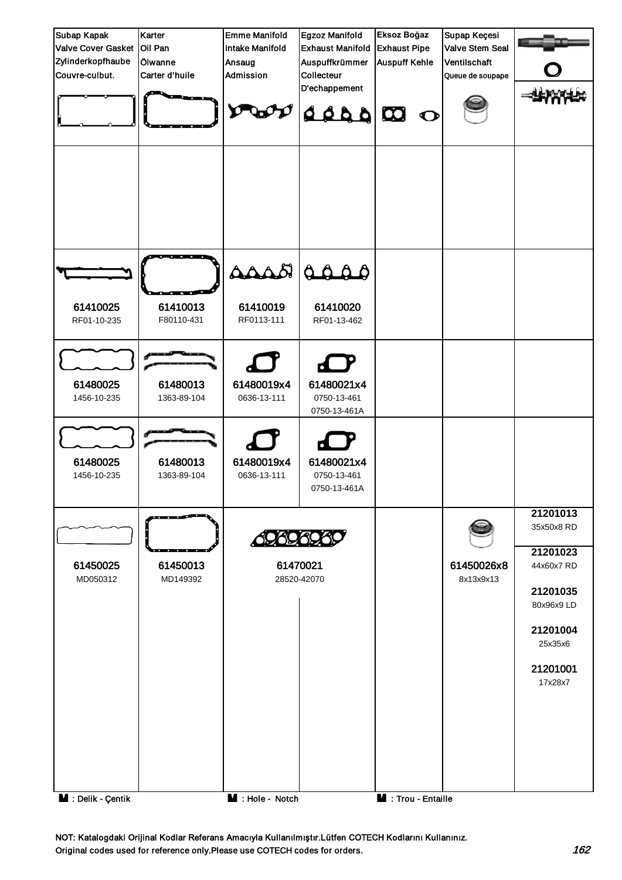| Subap Kapak<br>Valve Cover Gasket<br>Zylinderkopfhaube<br>Couvre-culbut. | Karter<br>Oil Pan<br>Ölwanne<br>Carter d'huile | Emme Manifold<br>Intake Manifold<br>Ansaug<br>Admission | Egzoz Manifold<br>Exhaust Manifold<br>Auspuffkrümmer<br>Collecteur<br>D'echappement | Eksoz Boğaz<br>Exhaust Pipe<br>Auspuff Kehle | Supap Keçesi<br>Valve Stem Seal<br>Ventilschaft<br>Queue de soupape | |
|---|---|---|---|---|---|---|
| | | | | | | |
| 61410025<br>RF01-10-235 | 61410013<br>F80110-431 | 61410019<br>RF0113-111 | 61410020<br>RF01-13-462 | | | |
| 61480025<br>1456-10-235 | 61480013<br>1363-89-104 | 61480019x4<br>0636-13-111 | 61480021x4<br>0750-13-461<br>0750-13-461A | | | |
| 61480025<br>1456-10-235 | 61480013<br>1363-89-104 | 61480019x4<br>0636-13-111 | 61480021x4<br>0750-13-461<br>0750-13-461A | | | |
| 61450025<br>MD050312 | 61450013<br>MD149392 | 61470021<br>28520-42070 | | | 61450026x8<br>8x13x9x13 | 21201013<br>35x50x8 RD<br>21201023<br>44x60x7 RD<br>21201035<br>80x96x9 LD<br>21201004<br>25x35x6<br>21201001<br>17x28x7 |

M : Delik - Çentik　　M : Hole - Notch　　M : Trou - Entaille

NOT: Katalogdaki Orijinal Kodlar Referans Amacıyla Kullanılmıştır.Lütfen COTECH Kodlarını Kullanınız.
Original codes used for reference only.Please use COTECH codes for orders.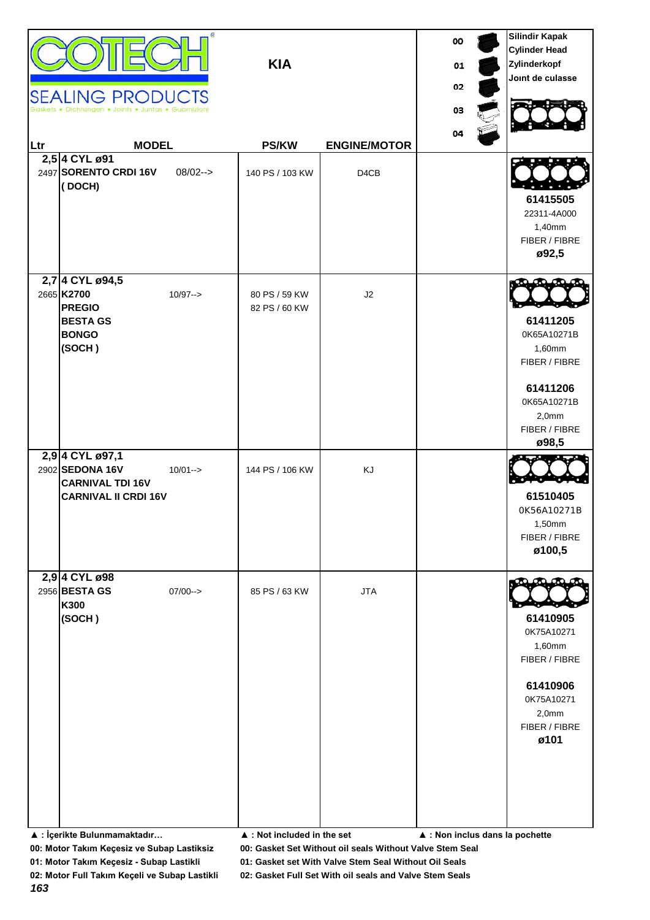**COTECH** SEALING PRODUCTS
Gaskets • Dichtungen • Joints • Juntas • Guarnizioni

# KIA

| Ltr | MODEL | PS/KW | ENGINE/MOTOR | 00 / 01 / 02 / 03 / 04 | Silindir Kapak / Cylinder Head / Zylinderkopf / Joınt de culasse |
|---|---|---|---|---|---|
| 2,5 / 2497 | **4 CYL ø91** **SORENTO CRDI 16V** 08/02--> **( DOCH)** | 140 PS / 103 KW | D4CB | | **61415505** 22311-4A000 1,40mm FIBER / FIBRE **ø92,5** |
| 2,7 / 2665 | **4 CYL ø94,5** **K2700** 10/97--> **PREGIO** **BESTA GS** **BONGO** **(SOCH )** | 80 PS / 59 KW 82 PS / 60 KW | J2 | | **61411205** 0K65A10271B 1,60mm FIBER / FIBRE **61411206** 0K65A10271B 2,0mm FIBER / FIBRE **ø98,5** |
| 2,9 / 2902 | **4 CYL ø97,1** **SEDONA 16V** 10/01--> **CARNIVAL TDI 16V** **CARNIVAL II CRDI 16V** | 144 PS / 106 KW | KJ | | **61510405** 0K56A10271B 1,50mm FIBER / FIBRE **ø100,5** |
| 2,9 / 2956 | **4 CYL ø98** **BESTA GS** 07/00--> **K300** **(SOCH )** | 85 PS / 63 KW | JTA | | **61410905** 0K75A10271 1,60mm FIBER / FIBRE **61410906** 0K75A10271 2,0mm FIBER / FIBRE **ø101** |

**▲ : İçerikte Bulunmamaktadır…** **▲ : Not included in the set** **▲ : Non inclus dans la pochette**

**00: Motor Takım Keçesiz ve Subap Lastiksiz** **00: Gasket Set Without oil seals Without Valve Stem Seal**
**01: Motor Takım Keçesiz - Subap Lastikli** **01: Gasket set With Valve Stem Seal Without Oil Seals**
**02: Motor Full Takım Keçeli ve Subap Lastikli** **02: Gasket Full Set With oil seals and Valve Stem Seals**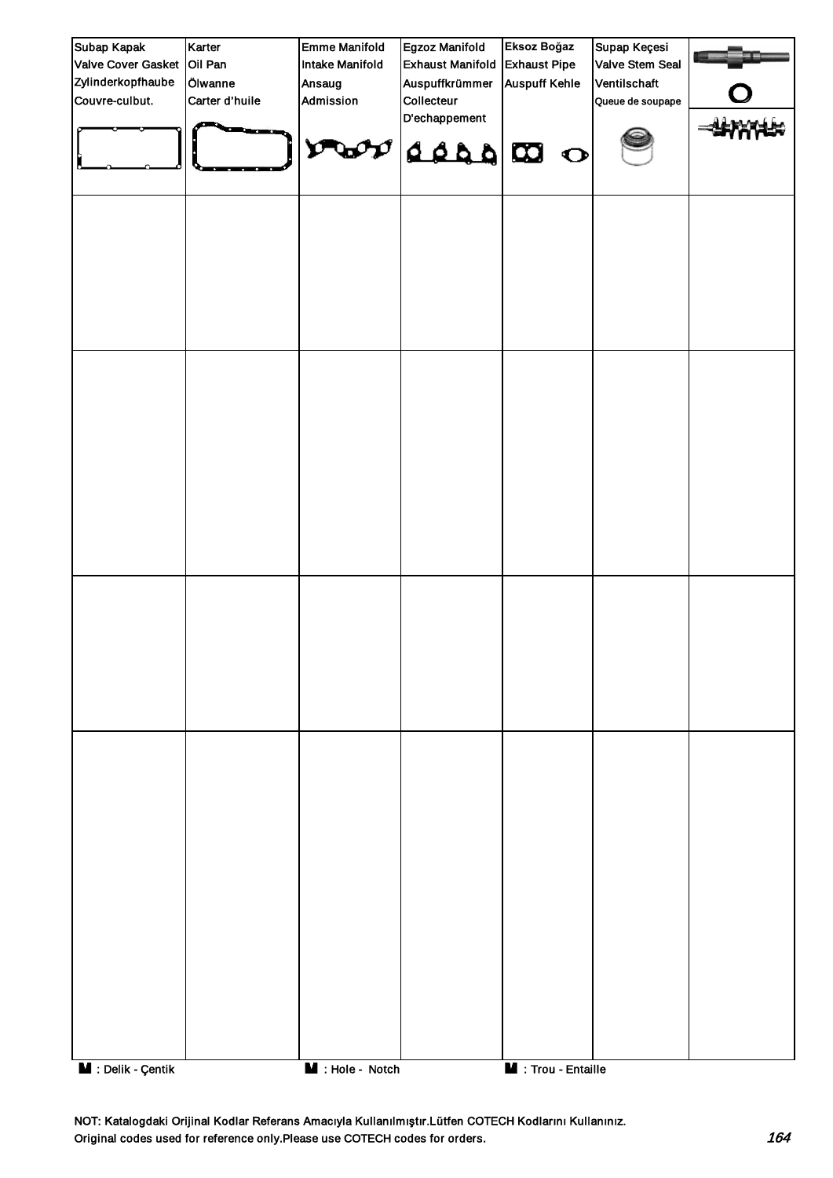| Subap Kapak<br>Valve Cover Gasket<br>Zylinderkopfhaube<br>Couvre-culbut. | Karter<br>Oil Pan<br>Ölwanne<br>Carter d'huile | Emme Manifold<br>Intake Manifold<br>Ansaug<br>Admission | Egzoz Manifold<br>Exhaust Manifold<br>Auspuffkrümmer<br>Collecteur<br>D'echappement | Eksoz Boğaz<br>Exhaust Pipe<br>Auspuff Kehle | Supap Keçesi<br>Valve Stem Seal<br>Ventilschaft<br>Queue de soupape | |
|---|---|---|---|---|---|---|
| | | | | | | |
| | | | | | | |
| | | | | | | |
| | | | | | | |

: Delik - Çentik : Hole - Notch : Trou - Entaille

NOT: Katalogdaki Orijinal Kodlar Referans Amacıyla Kullanılmıştır.Lütfen COTECH Kodlarını Kullanınız.
Original codes used for reference only.Please use COTECH codes for orders.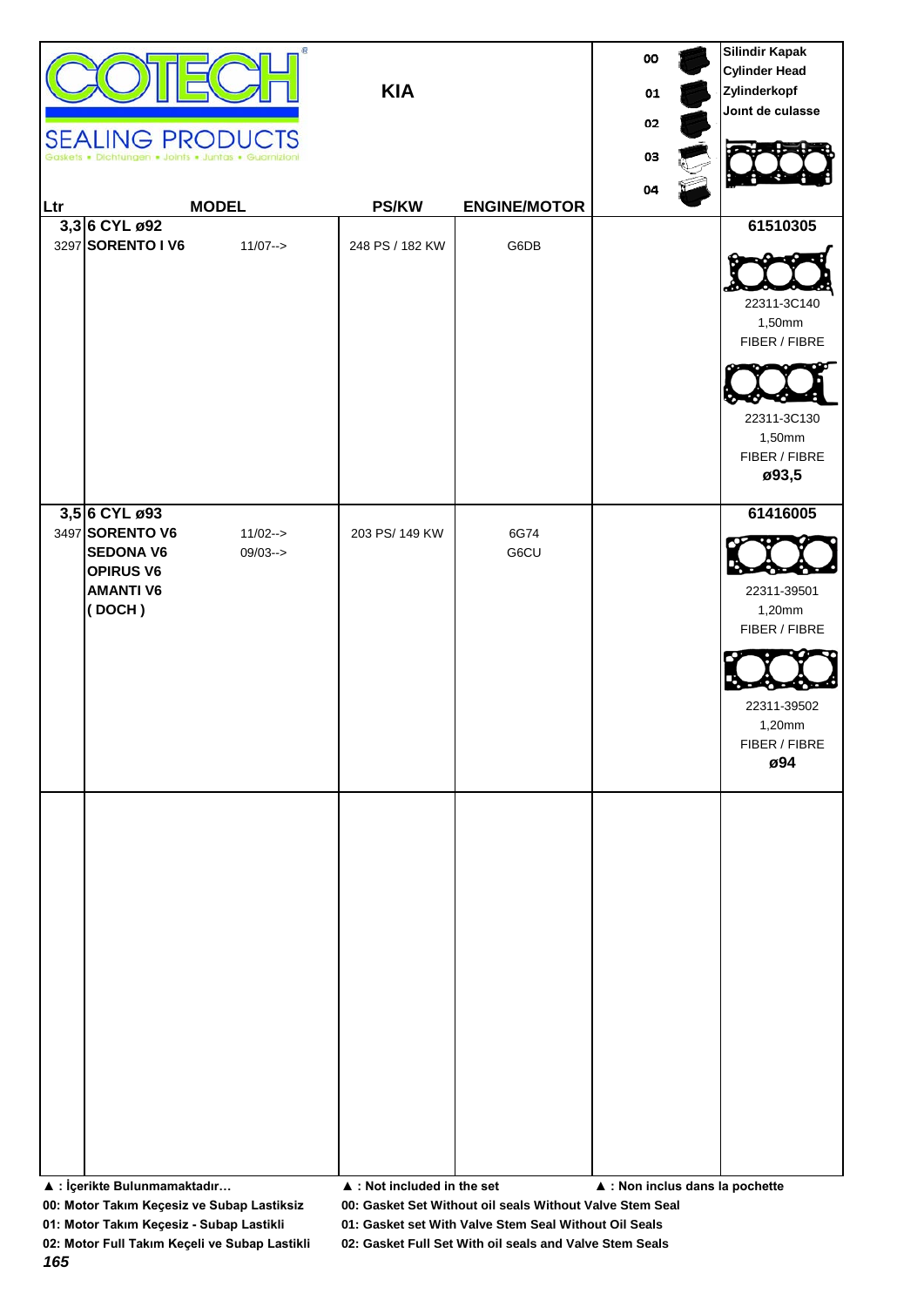**COTECH** SEALING PRODUCTS
Gaskets • Dichtungen • Joints • Juntas • Guarnizioni

# KIA

00
01
02
03
04

**Silindir Kapak**
**Cylinder Head**
**Zylinderkopf**
**Joınt de culasse**

| Ltr | MODEL | | PS/KW | ENGINE/MOTOR | | |
|---|---|---|---|---|---|---|
| **3,3** | **6 CYL ø92** | | | | | **61510305** |
| 3297 | **SORENTO I V6** | 11/07--> | 248 PS / 182 KW | G6DB | | 22311-3C140<br>1,50mm<br>FIBER / FIBRE<br>22311-3C130<br>1,50mm<br>FIBER / FIBRE<br>**ø93,5** |
| **3,5** | **6 CYL ø93** | | | | | **61416005** |
| 3497 | **SORENTO V6**<br>**SEDONA V6**<br>**OPIRUS V6**<br>**AMANTI V6**<br>**( DOCH )** | 11/02--><br>09/03--> | 203 PS/ 149 KW | 6G74<br>G6CU | | 22311-39501<br>1,20mm<br>FIBER / FIBRE<br>22311-39502<br>1,20mm<br>FIBER / FIBRE<br>**ø94** |

**▲ : İçerikte Bulunmamaktadır…** **▲ : Not included in the set** **▲ : Non inclus dans la pochette**

**00: Motor Takım Keçesiz ve Subap Lastiksiz** **00: Gasket Set Without oil seals Without Valve Stem Seal**
**01: Motor Takım Keçesiz - Subap Lastikli** **01: Gasket set With Valve Stem Seal Without Oil Seals**
**02: Motor Full Takım Keçeli ve Subap Lastikli** **02: Gasket Full Set With oil seals and Valve Stem Seals**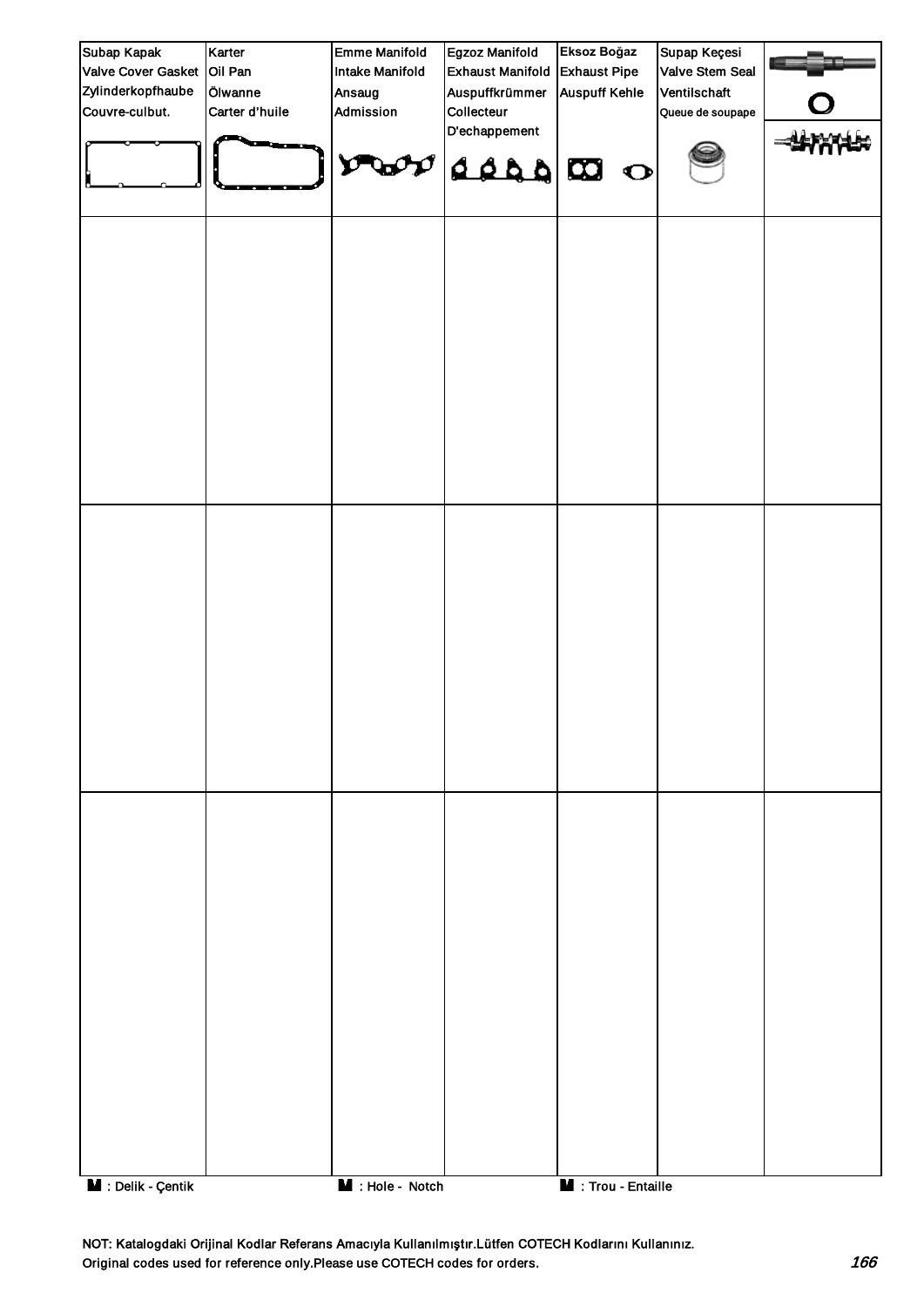| Subap Kapak<br>Valve Cover Gasket<br>Zylinderkopfhaube<br>Couvre-culbut. | Karter<br>Oil Pan<br>Ölwanne<br>Carter d'huile | Emme Manifold<br>Intake Manifold<br>Ansaug<br>Admission | Egzoz Manifold<br>Exhaust Manifold<br>Auspuffkrümmer<br>Collecteur<br>D'echappement | Eksoz Boğaz<br>Exhaust Pipe<br>Auspuff Kehle | Supap Keçesi<br>Valve Stem Seal<br>Ventilschaft<br>Queue de soupape | |
|---|---|---|---|---|---|---|
| | | | | | | |
| | | | | | | |
| | | | | | | |

M : Delik - Çentik M : Hole - Notch M : Trou - Entaille

NOT: Katalogdaki Orijinal Kodlar Referans Amacıyla Kullanılmıştır.Lütfen COTECH Kodlarını Kullanınız.
Original codes used for reference only.Please use COTECH codes for orders.